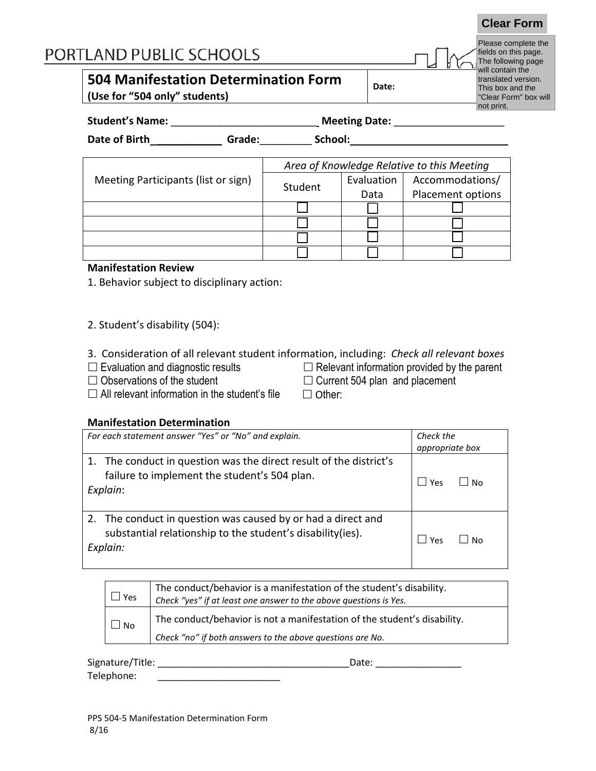Clear Form

Please complete the fields on this page. The following page will contain the translated version. This box and the "Clear Form" box will not print.

PORTLAND PUBLIC SCHOOLS

## 504 Manifestation Determination Form

**(Use for "504 only" students)**

**Date:**

**Student's Name:** _________________________ **Meeting Date:** ___________________

**Date of Birth**____________ **Grade:**_________ **School:**___________________________

| Meeting Participants (list or sign) | *Area of Knowledge Relative to this Meeting* | | |
|---|---|---|---|
| | Student | Evaluation Data | Accommodations/ Placement options |
| | ☐ | ☐ | ☐ |
| | ☐ | ☐ | ☐ |
| | ☐ | ☐ | ☐ |
| | ☐ | ☐ | ☐ |

**Manifestation Review**

1. Behavior subject to disciplinary action:

2. Student's disability (504):

3. Consideration of all relevant student information, including: *Check all relevant boxes*

☐ Evaluation and diagnostic results
☐ Observations of the student
☐ All relevant information in the student's file
☐ Relevant information provided by the parent
☐ Current 504 plan and placement
☐ Other:

**Manifestation Determination**

| *For each statement answer "Yes" or "No" and explain.* | *Check the appropriate box* |
|---|---|
| 1. The conduct in question was the direct result of the district's failure to implement the student's 504 plan. *Explain*: | ☐ Yes ☐ No |
| 2. The conduct in question was caused by or had a direct and substantial relationship to the student's disability(ies). *Explain:* | ☐ Yes ☐ No |

| | |
|---|---|
| ☐ Yes | The conduct/behavior is a manifestation of the student's disability. *Check "yes" if at least one answer to the above questions is Yes.* |
| ☐ No | The conduct/behavior is not a manifestation of the student's disability. *Check "no" if both answers to the above questions are No.* |

Signature/Title: ___________________________________Date: ________________
Telephone: _______________________

PPS 504-5 Manifestation Determination Form
8/16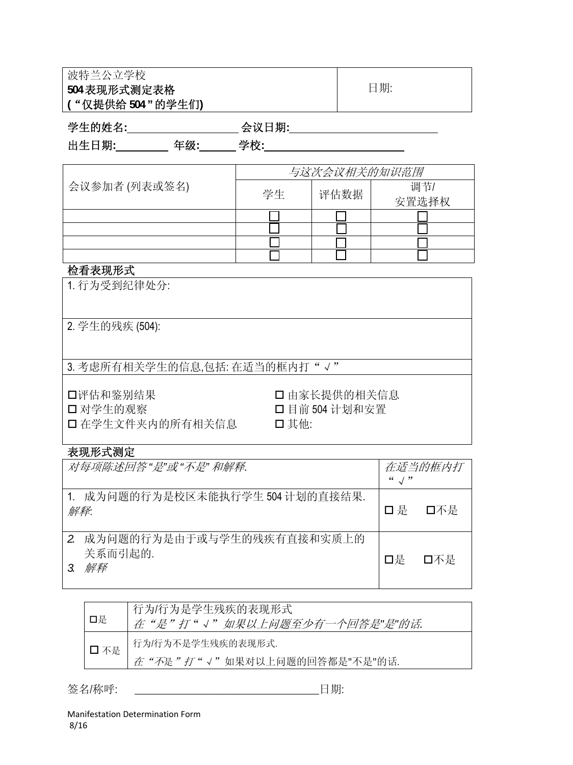| 波特兰公立学校<br>**504表现形式测定表格**<br>**(“仅提供给 504”的学生们)** | 日期: |
|---|---|

**学生的姓名:**\_\_\_\_\_\_\_\_\_\_\_\_\_\_\_\_\_\_\_\_ **会议日期:**\_\_\_\_\_\_\_\_\_\_\_\_\_\_\_\_\_\_\_\_\_\_\_\_\_\_

**出生日期:**\_\_\_\_\_\_\_\_\_\_ **年级:**\_\_\_\_\_\_\_ **学校:**\_\_\_\_\_\_\_\_\_\_\_\_\_\_\_\_\_\_\_\_\_\_\_\_\_\_

| 会议参加者 (列表或签名) | *与这次会议相关的知识范围* | | |
|---|---|---|---|
| | 学生 | 评估数据 | 调节/<br>安置选择权 |
| | ☐ | ☐ | ☐ |
| | ☐ | ☐ | ☐ |
| | ☐ | ☐ | ☐ |
| | ☐ | ☐ | ☐ |

**检看表现形式**

1. 行为受到纪律处分:

2. 学生的残疾 (504):

3. 考虑所有相关学生的信息,包括: 在适当的框内打“ √ ”

☐评估和鉴别结果
☐ 对学生的观察
☐ 在学生文件夹内的所有相关信息
☐ 由家长提供的相关信息
☐ 目前 504 计划和安置
☐ 其他:

**表现形式测定**

| *对每项陈述回答“是”或“不是” 和解释.* | *在适当的框内打“ √ ”* |
|---|---|
| 1. 成为问题的行为是校区未能执行学生 504 计划的直接结果.<br>*解释*: | ☐ 是 ☐不是 |
| 2. 成为问题的行为是由于或与学生的残疾有直接和实质上的关系而引起的.<br>3. *解释* | ☐是 ☐不是 |

| | |
|---|---|
| ☐是 | 行为/行为是学生残疾的表现形式<br>*在“是”打“ √ ” 如果以上问题至少有一个回答是"是"的话.* |
| ☐ 不是 | 行为/行为不是学生残疾的表现形式.<br>*在“不是 ”打“ √ ”* 如果对以上问题的回答都是"不是"的话. |

签名/称呼: \_\_\_\_\_\_\_\_\_\_\_\_\_\_\_\_\_\_\_\_\_\_\_\_\_\_\_\_\_\_\_\_\_\_\_日期:

Manifestation Determination Form
8/16